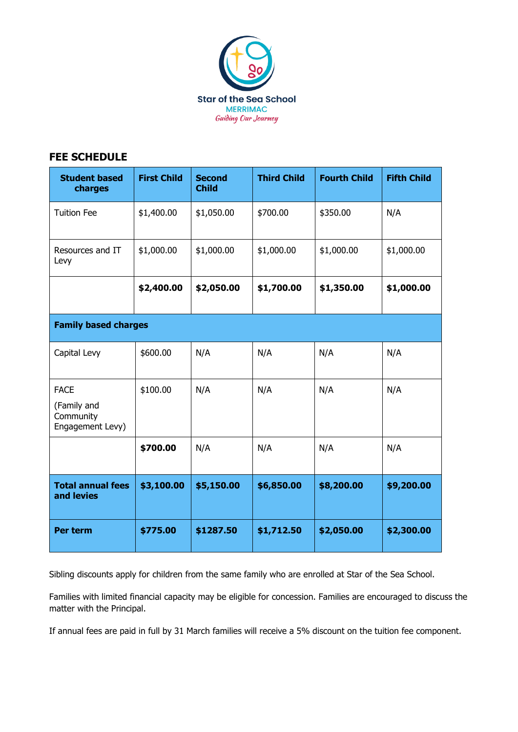Star of the Sea School
MERRIMAC
*Guiding Our Journey*

## FEE SCHEDULE

| Student based charges | First Child | Second Child | Third Child | Fourth Child | Fifth Child |
|---|---|---|---|---|---|
| Tuition Fee | $1,400.00 | $1,050.00 | $700.00 | $350.00 | N/A |
| Resources and IT Levy | $1,000.00 | $1,000.00 | $1,000.00 | $1,000.00 | $1,000.00 |
| | **$2,400.00** | **$2,050.00** | **$1,700.00** | **$1,350.00** | **$1,000.00** |
| **Family based charges** | | | | | |
| Capital Levy | $600.00 | N/A | N/A | N/A | N/A |
| FACE (Family and Community Engagement Levy) | $100.00 | N/A | N/A | N/A | N/A |
| | **$700.00** | N/A | N/A | N/A | N/A |
| **Total annual fees and levies** | **$3,100.00** | **$5,150.00** | **$6,850.00** | **$8,200.00** | **$9,200.00** |
| **Per term** | **$775.00** | **$1287.50** | **$1,712.50** | **$2,050.00** | **$2,300.00** |

Sibling discounts apply for children from the same family who are enrolled at Star of the Sea School.

Families with limited financial capacity may be eligible for concession. Families are encouraged to discuss the matter with the Principal.

If annual fees are paid in full by 31 March families will receive a 5% discount on the tuition fee component.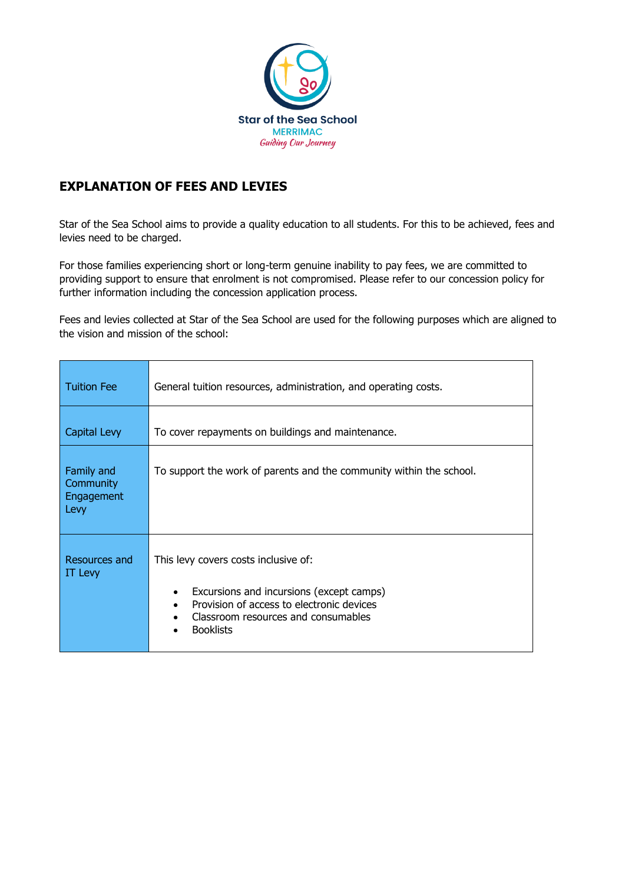Star of the Sea School
MERRIMAC
*Guiding Our Journey*

## EXPLANATION OF FEES AND LEVIES

Star of the Sea School aims to provide a quality education to all students. For this to be achieved, fees and levies need to be charged.

For those families experiencing short or long-term genuine inability to pay fees, we are committed to providing support to ensure that enrolment is not compromised. Please refer to our concession policy for further information including the concession application process.

Fees and levies collected at Star of the Sea School are used for the following purposes which are aligned to the vision and mission of the school:

| | |
|---|---|
| Tuition Fee | General tuition resources, administration, and operating costs. |
| Capital Levy | To cover repayments on buildings and maintenance. |
| Family and Community Engagement Levy | To support the work of parents and the community within the school. |
| Resources and IT Levy | This levy covers costs inclusive of:<br>• Excursions and incursions (except camps)<br>• Provision of access to electronic devices<br>• Classroom resources and consumables<br>• Booklists |